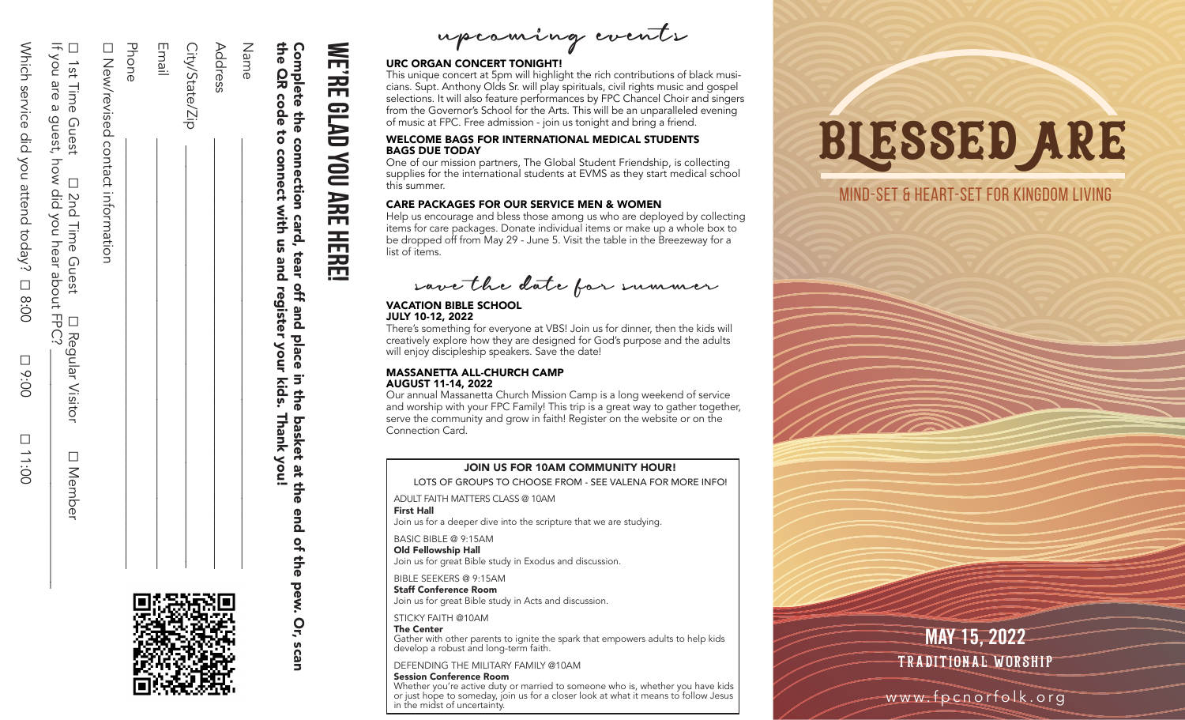## WE'RE GLAD YOU ARE HERE!

**Complete the connection card, tear off and place in the basket at the end of the pew. Or, scan the QR code to connect with us and register your kids. Thank you!**

Name ____________________

Address ____________________

City/State/Zip ____________________

Email ____________________

Phone ____________________

☐ New/revised contact information

☐ 1st Time Guest ☐ 2nd Time Guest ☐ Regular Visitor ☐ Member

If you are a guest, how did you hear about FPC? ____________________

Which service did you attend today? ☐ 8:00 ☐ 9:00 ☐ 11:00

## *upcoming events*

### URC ORGAN CONCERT TONIGHT!

This unique concert at 5pm will highlight the rich contributions of black musicians. Supt. Anthony Olds Sr. will play spirituals, civil rights music and gospel selections. It will also feature performances by FPC Chancel Choir and singers from the Governor's School for the Arts. This will be an unparalleled evening of music at FPC. Free admission - join us tonight and bring a friend.

### WELCOME BAGS FOR INTERNATIONAL MEDICAL STUDENTS BAGS DUE TODAY

One of our mission partners, The Global Student Friendship, is collecting supplies for the international students at EVMS as they start medical school this summer.

### CARE PACKAGES FOR OUR SERVICE MEN & WOMEN

Help us encourage and bless those among us who are deployed by collecting items for care packages. Donate individual items or make up a whole box to be dropped off from May 29 - June 5. Visit the table in the Breezeway for a list of items.

## *save the date for summer*

### VACATION BIBLE SCHOOL
**JULY 10-12, 2022**

There's something for everyone at VBS! Join us for dinner, then the kids will creatively explore how they are designed for God's purpose and the adults will enjoy discipleship speakers. Save the date!

### MASSANETTA ALL-CHURCH CAMP
**AUGUST 11-14, 2022**

Our annual Massanetta Church Mission Camp is a long weekend of service and worship with your FPC Family! This trip is a great way to gather together, serve the community and grow in faith! Register on the website or on the Connection Card.

### JOIN US FOR 10AM COMMUNITY HOUR!

LOTS OF GROUPS TO CHOOSE FROM - SEE VALENA FOR MORE INFO!

ADULT FAITH MATTERS CLASS @ 10AM
**First Hall**
Join us for a deeper dive into the scripture that we are studying.

BASIC BIBLE @ 9:15AM
**Old Fellowship Hall**
Join us for great Bible study in Exodus and discussion.

BIBLE SEEKERS @ 9:15AM
**Staff Conference Room**
Join us for great Bible study in Acts and discussion.

STICKY FAITH @10AM
**The Center**
Gather with other parents to ignite the spark that empowers adults to help kids develop a robust and long-term faith.

DEFENDING THE MILITARY FAMILY @10AM
**Session Conference Room**
Whether you're active duty or married to someone who is, whether you have kids or just hope to someday, join us for a closer look at what it means to follow Jesus in the midst of uncertainty.

# BLESSED ARE

MIND-SET & HEART-SET FOR KINGDOM LIVING

**MAY 15, 2022**

**TRADITIONAL WORSHIP**

www.fpcnorfolk.org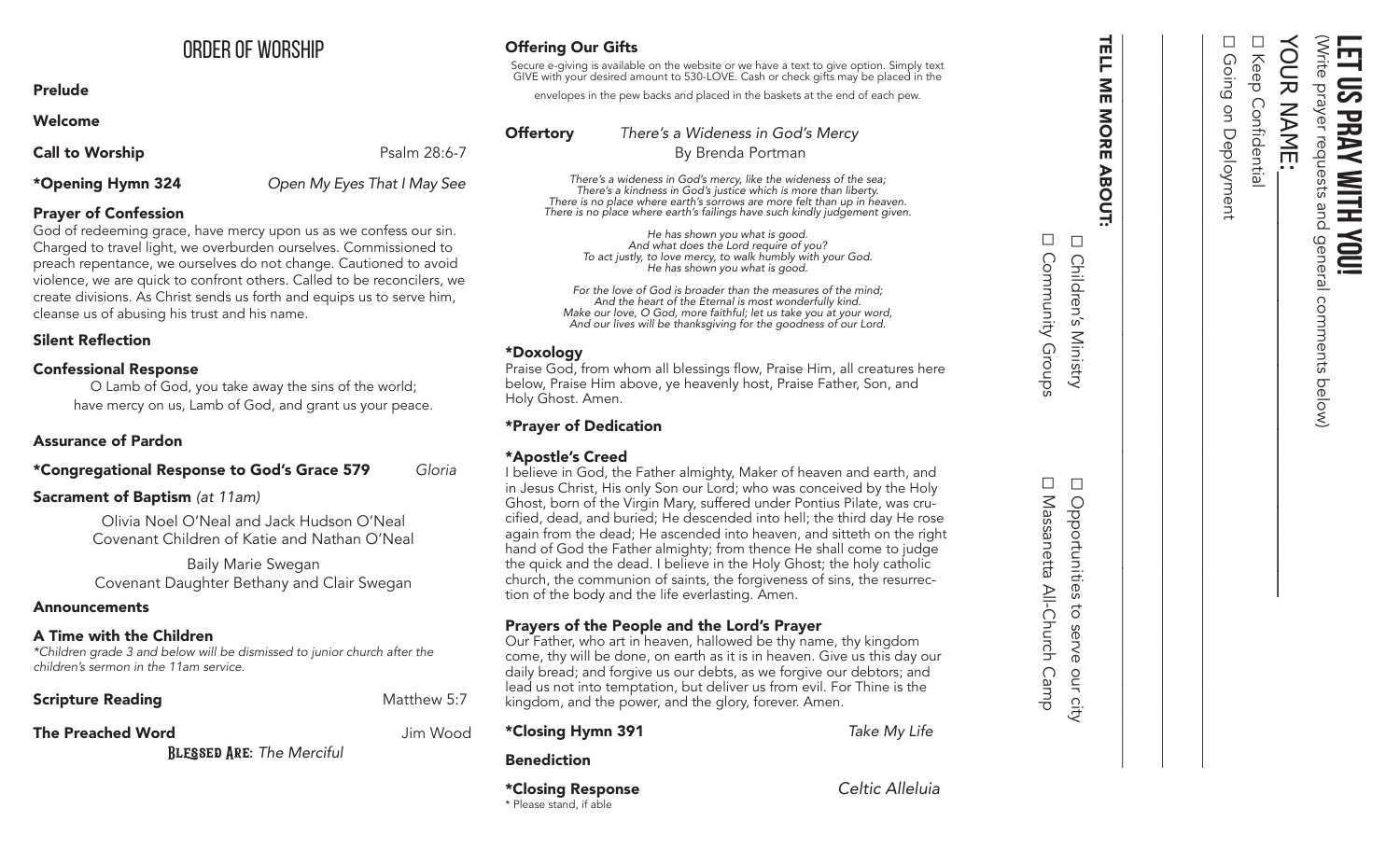# ORDER OF WORSHIP

**Prelude**

**Welcome**

**Call to Worship** — Psalm 28:6-7

**\*Opening Hymn 324** — *Open My Eyes That I May See*

**Prayer of Confession**

God of redeeming grace, have mercy upon us as we confess our sin. Charged to travel light, we overburden ourselves. Commissioned to preach repentance, we ourselves do not change. Cautioned to avoid violence, we are quick to confront others. Called to be reconcilers, we create divisions. As Christ sends us forth and equips us to serve him, cleanse us of abusing his trust and his name.

**Silent Reflection**

**Confessional Response**

O Lamb of God, you take away the sins of the world;
have mercy on us, Lamb of God, and grant us your peace.

**Assurance of Pardon**

**\*Congregational Response to God's Grace 579** — *Gloria*

**Sacrament of Baptism** *(at 11am)*

Olivia Noel O'Neal and Jack Hudson O'Neal
Covenant Children of Katie and Nathan O'Neal

Baily Marie Swegan
Covenant Daughter Bethany and Clair Swegan

**Announcements**

**A Time with the Children**

*\*Children grade 3 and below will be dismissed to junior church after the children's sermon in the 11am service.*

**Scripture Reading** — Matthew 5:7

**The Preached Word** — Jim Wood

Blessed Are: *The Merciful*

**Offering Our Gifts**

Secure e-giving is available on the website or we have a text to give option. Simply text GIVE with your desired amount to 530-LOVE. Cash or check gifts may be placed in the envelopes in the pew backs and placed in the baskets at the end of each pew.

**Offertory** — *There's a Wideness in God's Mercy*
By Brenda Portman

*There's a wideness in God's mercy, like the wideness of the sea;*
*There's a kindness in God's justice which is more than liberty.*
*There is no place where earth's sorrows are more felt than up in heaven.*
*There is no place where earth's failings have such kindly judgement given.*

*He has shown you what is good.*
*And what does the Lord require of you?*
*To act justly, to love mercy, to walk humbly with your God.*
*He has shown you what is good.*

*For the love of God is broader than the measures of the mind;*
*And the heart of the Eternal is most wonderfully kind.*
*Make our love, O God, more faithful; let us take you at your word,*
*And our lives will be thanksgiving for the goodness of our Lord.*

**\*Doxology**

Praise God, from whom all blessings flow, Praise Him, all creatures here below, Praise Him above, ye heavenly host, Praise Father, Son, and Holy Ghost. Amen.

**\*Prayer of Dedication**

**\*Apostle's Creed**

I believe in God, the Father almighty, Maker of heaven and earth, and in Jesus Christ, His only Son our Lord; who was conceived by the Holy Ghost, born of the Virgin Mary, suffered under Pontius Pilate, was crucified, dead, and buried; He descended into hell; the third day He rose again from the dead; He ascended into heaven, and sitteth on the right hand of God the Father almighty; from thence He shall come to judge the quick and the dead. I believe in the Holy Ghost; the holy catholic church, the communion of saints, the forgiveness of sins, the resurrection of the body and the life everlasting. Amen.

**Prayers of the People and the Lord's Prayer**

Our Father, who art in heaven, hallowed be thy name, thy kingdom come, thy will be done, on earth as it is in heaven. Give us this day our daily bread; and forgive us our debts, as we forgive our debtors; and lead us not into temptation, but deliver us from evil. For Thine is the kingdom, and the power, and the glory, forever. Amen.

**\*Closing Hymn 391** — *Take My Life*

**Benediction**

**\*Closing Response** — *Celtic Alleluia*

\* Please stand, if able

# LET US PRAY WITH YOU!

(Write prayer requests and general comments below)

YOUR NAME: ______________________

☐ Keep Confidential

☐ Going on Deployment

**TELL ME MORE ABOUT:**

☐ Children's Ministry
☐ Community Groups
☐ Opportunities to serve our city
☐ Massanetta All-Church Camp